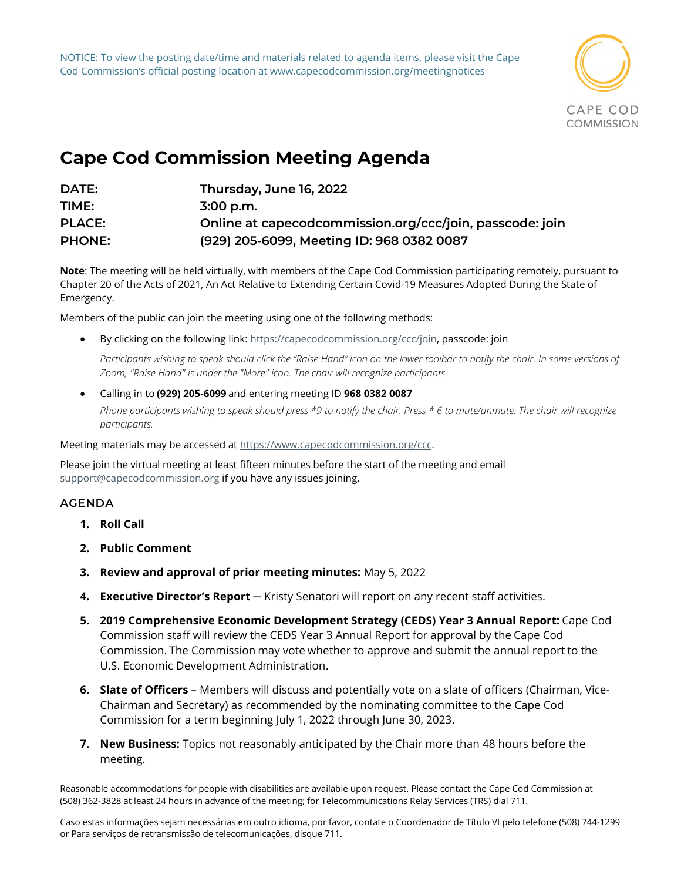NOTICE: To view the posting date/time and materials related to agenda items, please visit the Cape Cod Commission's official posting location at www.capecodcommission.org/meetingnotices

CAPE COD COMMISSION

# Cape Cod Commission Meeting Agenda

**DATE:** Thursday, June 16, 2022
**TIME:** 3:00 p.m.
**PLACE:** Online at capecodcommission.org/ccc/join, passcode: join
**PHONE:** (929) 205-6099, Meeting ID: 968 0382 0087

**Note**: The meeting will be held virtually, with members of the Cape Cod Commission participating remotely, pursuant to Chapter 20 of the Acts of 2021, An Act Relative to Extending Certain Covid-19 Measures Adopted During the State of Emergency.

Members of the public can join the meeting using one of the following methods:

- By clicking on the following link: https://capecodcommission.org/ccc/join, passcode: join

  *Participants wishing to speak should click the "Raise Hand" icon on the lower toolbar to notify the chair. In some versions of Zoom, "Raise Hand" is under the "More" icon. The chair will recognize participants.*

- Calling in to **(929) 205-6099** and entering meeting ID **968 0382 0087**

  *Phone participants wishing to speak should press *9 to notify the chair. Press * 6 to mute/unmute. The chair will recognize participants.*

Meeting materials may be accessed at https://www.capecodcommission.org/ccc.

Please join the virtual meeting at least fifteen minutes before the start of the meeting and email support@capecodcommission.org if you have any issues joining.

## AGENDA

1. **Roll Call**
2. **Public Comment**
3. **Review and approval of prior meeting minutes:** May 5, 2022
4. **Executive Director's Report** — Kristy Senatori will report on any recent staff activities.
5. **2019 Comprehensive Economic Development Strategy (CEDS) Year 3 Annual Report:** Cape Cod Commission staff will review the CEDS Year 3 Annual Report for approval by the Cape Cod Commission. The Commission may vote whether to approve and submit the annual report to the U.S. Economic Development Administration.
6. **Slate of Officers** – Members will discuss and potentially vote on a slate of officers (Chairman, Vice-Chairman and Secretary) as recommended by the nominating committee to the Cape Cod Commission for a term beginning July 1, 2022 through June 30, 2023.
7. **New Business:** Topics not reasonably anticipated by the Chair more than 48 hours before the meeting.

Reasonable accommodations for people with disabilities are available upon request. Please contact the Cape Cod Commission at (508) 362-3828 at least 24 hours in advance of the meeting; for Telecommunications Relay Services (TRS) dial 711.

Caso estas informações sejam necessárias em outro idioma, por favor, contate o Coordenador de Título VI pelo telefone (508) 744-1299 or Para serviços de retransmissão de telecomunicações, disque 711.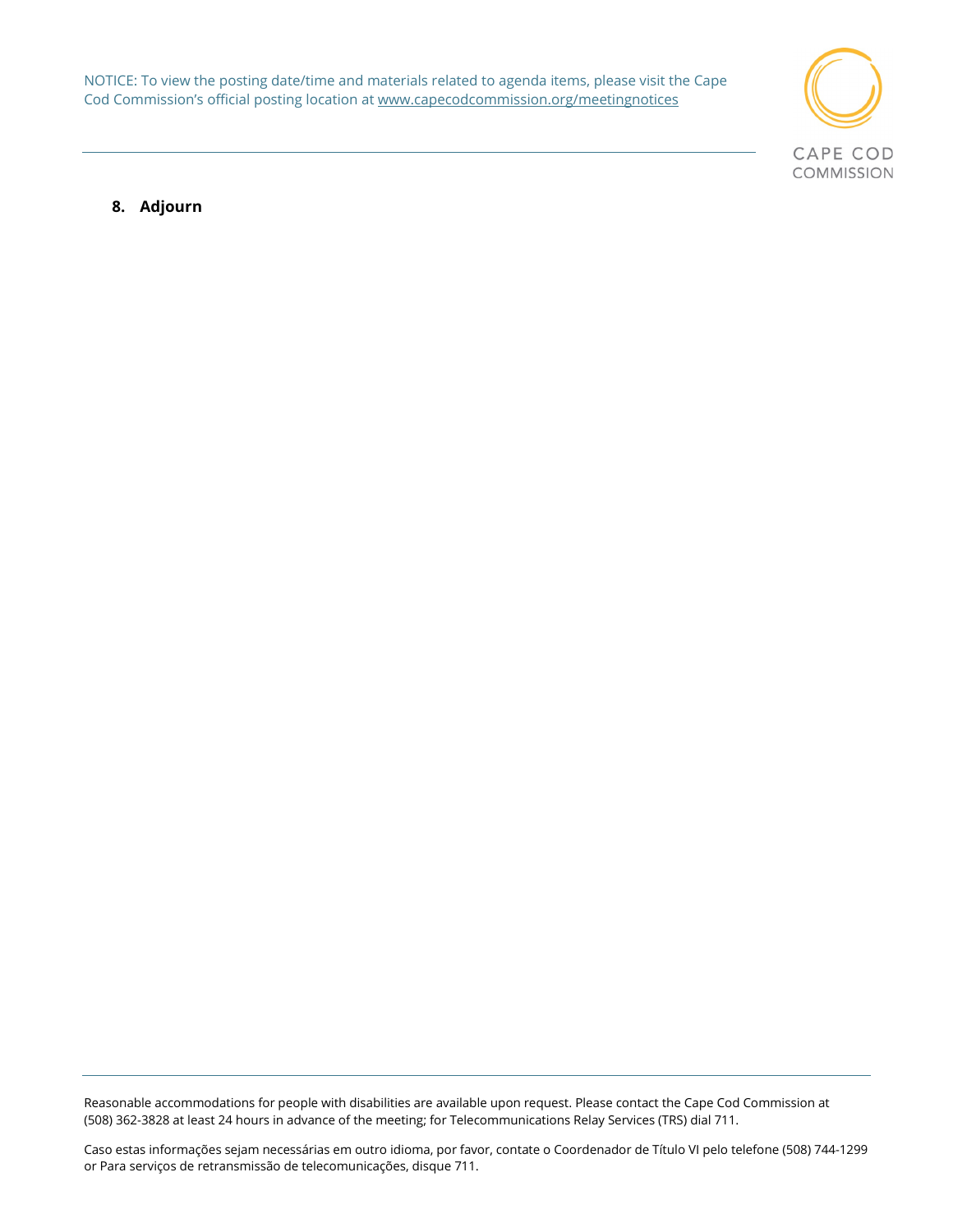8. **Adjourn**

Reasonable accommodations for people with disabilities are available upon request. Please contact the Cape Cod Commission at (508) 362-3828 at least 24 hours in advance of the meeting; for Telecommunications Relay Services (TRS) dial 711.

Caso estas informações sejam necessárias em outro idioma, por favor, contate o Coordenador de Título VI pelo telefone (508) 744-1299 or Para serviços de retransmissão de telecomunicações, disque 711.